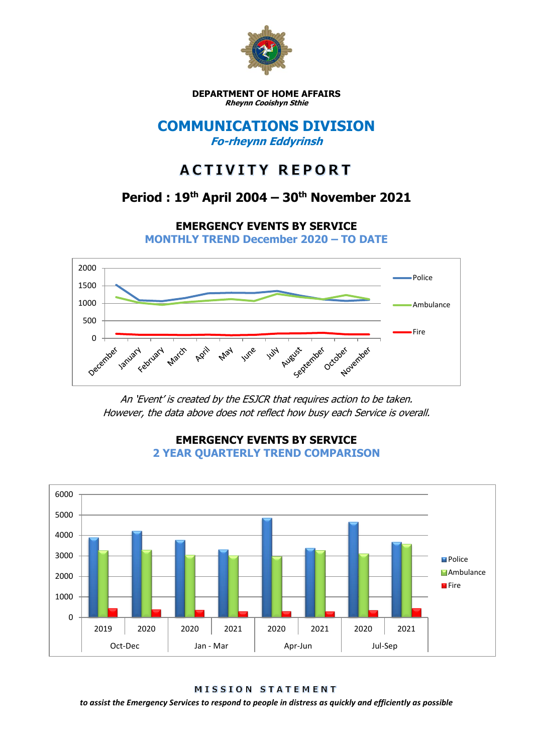**DEPARTMENT OF HOME AFFAIRS**
***Rheynn Cooishyn Sthie***

# COMMUNICATIONS DIVISION

***Fo-rheynn Eddyrinsh***

# ACTIVITY REPORT

## Period : 19th April 2004 – 30th November 2021

### EMERGENCY EVENTS BY SERVICE

**MONTHLY TREND December 2020 – TO DATE**

*An 'Event' is created by the ESJCR that requires action to be taken.*
*However, the data above does not reflect how busy each Service is overall.*

### EMERGENCY EVENTS BY SERVICE

**2 YEAR QUARTERLY TREND COMPARISON**

**MISSION STATEMENT**

***to assist the Emergency Services to respond to people in distress as quickly and efficiently as possible***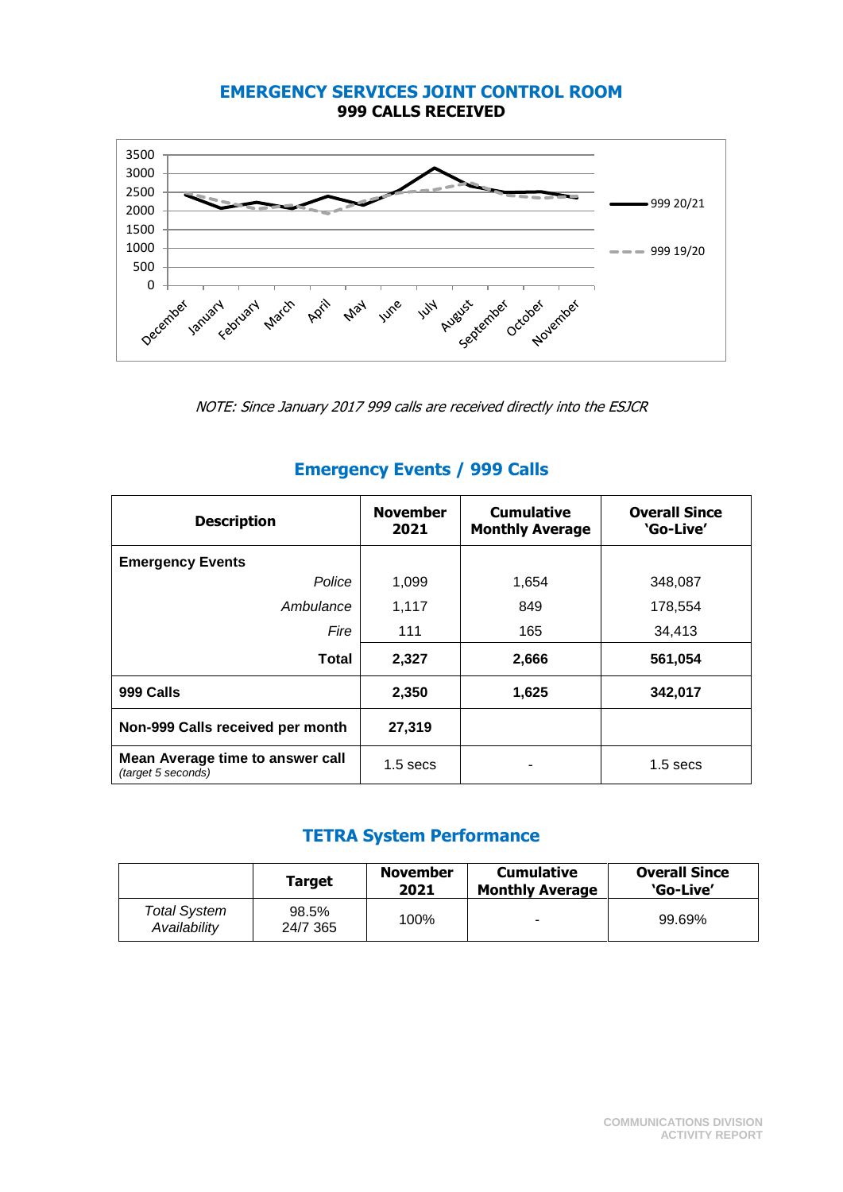## EMERGENCY SERVICES JOINT CONTROL ROOM
### 999 CALLS RECEIVED

3500
3000
2500
2000
1500
1000
500
0

December January February March April May June July August September October November

999 20/21
999 19/20

*NOTE: Since January 2017 999 calls are received directly into the ESJCR*

## Emergency Events / 999 Calls

| Description | November 2021 | Cumulative Monthly Average | Overall Since 'Go-Live' |
|---|---|---|---|
| **Emergency Events** | | | |
| *Police* | 1,099 | 1,654 | 348,087 |
| *Ambulance* | 1,117 | 849 | 178,554 |
| *Fire* | 111 | 165 | 34,413 |
| **Total** | **2,327** | **2,666** | **561,054** |
| **999 Calls** | **2,350** | **1,625** | **342,017** |
| **Non-999 Calls received per month** | **27,319** | | |
| **Mean Average time to answer call** *(target 5 seconds)* | 1.5 secs | - | 1.5 secs |

## TETRA System Performance

| | Target | November 2021 | Cumulative Monthly Average | Overall Since 'Go-Live' |
|---|---|---|---|---|
| *Total System Availability* | 98.5% 24/7 365 | 100% | - | 99.69% |